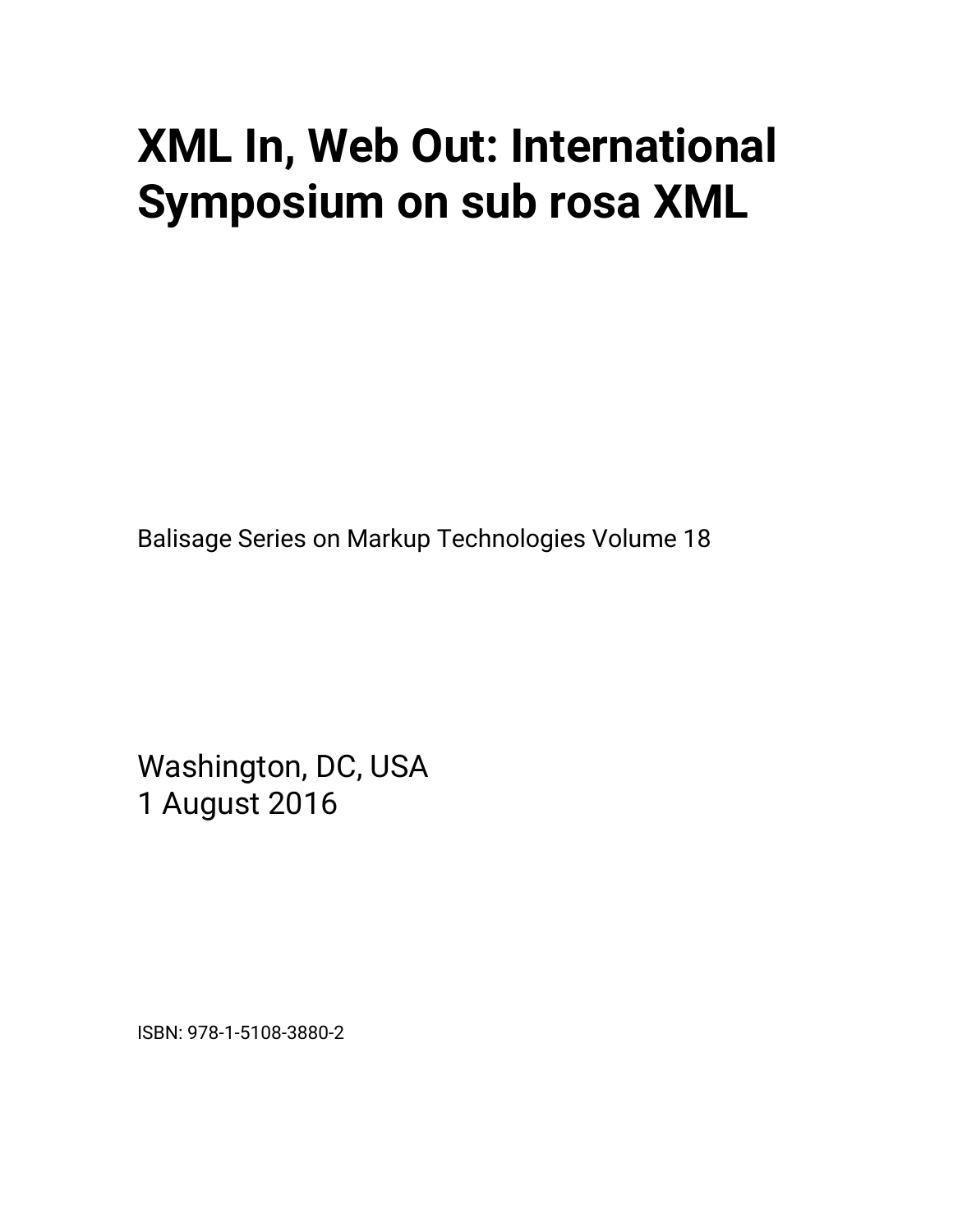# XML In, Web Out: International Symposium on sub rosa XML

Balisage Series on Markup Technologies Volume 18

Washington, DC, USA  
1 August 2016

ISBN: 978-1-5108-3880-2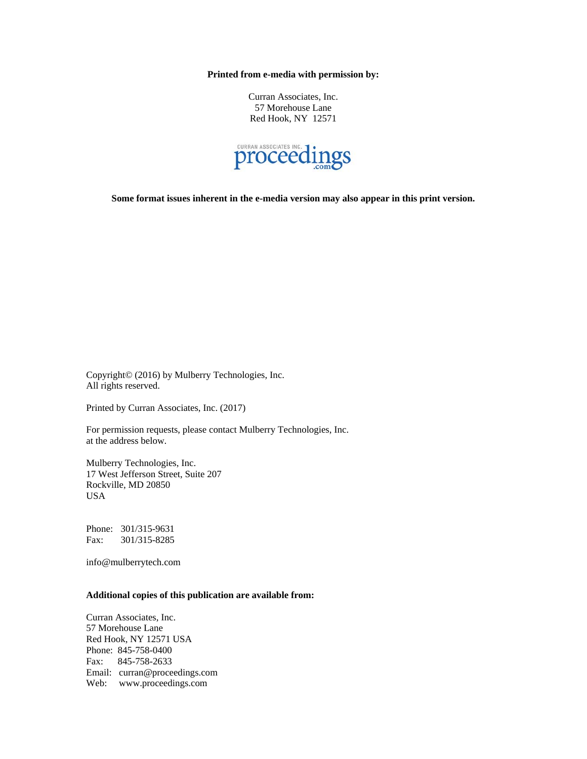**Printed from e-media with permission by:**

Curran Associates, Inc.
57 Morehouse Lane
Red Hook, NY 12571

CURRAN ASSOCIATES INC. proceedings.com

**Some format issues inherent in the e-media version may also appear in this print version.**

Copyright© (2016) by Mulberry Technologies, Inc.
All rights reserved.

Printed by Curran Associates, Inc. (2017)

For permission requests, please contact Mulberry Technologies, Inc.
at the address below.

Mulberry Technologies, Inc.
17 West Jefferson Street, Suite 207
Rockville, MD 20850
USA

Phone: 301/315-9631
Fax: 301/315-8285

info@mulberrytech.com

**Additional copies of this publication are available from:**

Curran Associates, Inc.
57 Morehouse Lane
Red Hook, NY 12571 USA
Phone: 845-758-0400
Fax: 845-758-2633
Email: curran@proceedings.com
Web: www.proceedings.com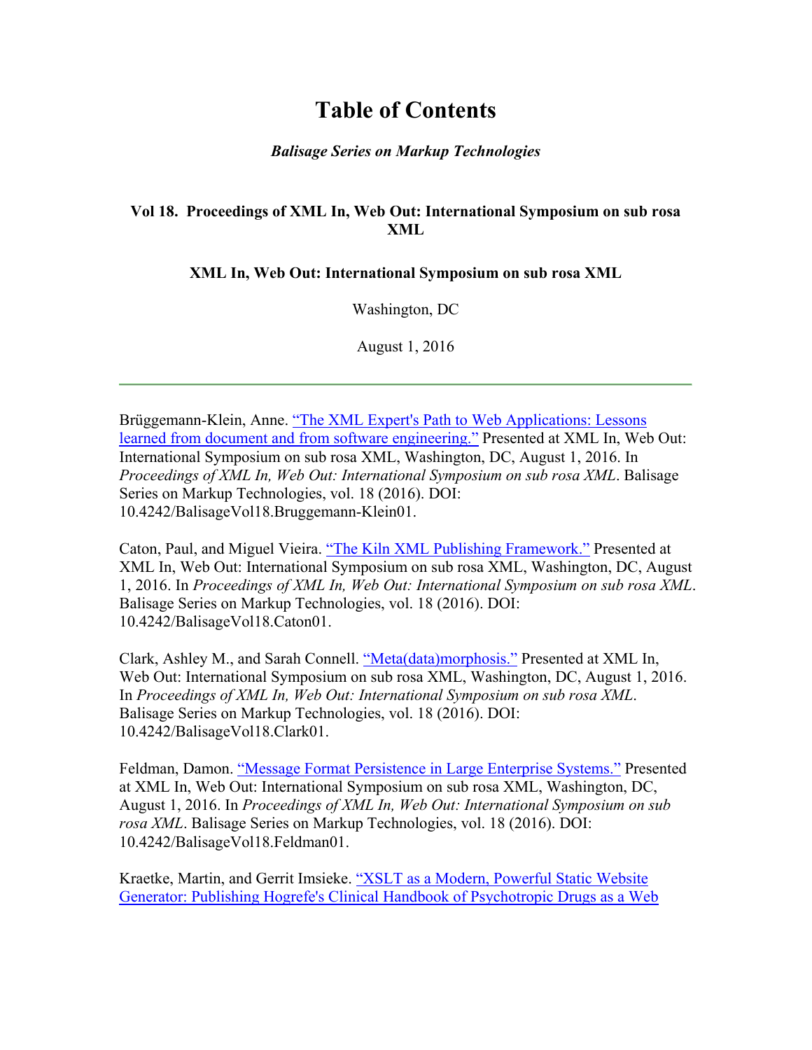# Table of Contents

***Balisage Series on Markup Technologies***

**Vol 18. Proceedings of XML In, Web Out: International Symposium on sub rosa XML**

**XML In, Web Out: International Symposium on sub rosa XML**

Washington, DC

August 1, 2016

---

Brüggemann-Klein, Anne. "The XML Expert's Path to Web Applications: Lessons learned from document and from software engineering." Presented at XML In, Web Out: International Symposium on sub rosa XML, Washington, DC, August 1, 2016. In *Proceedings of XML In, Web Out: International Symposium on sub rosa XML*. Balisage Series on Markup Technologies, vol. 18 (2016). DOI: 10.4242/BalisageVol18.Bruggemann-Klein01.

Caton, Paul, and Miguel Vieira. "The Kiln XML Publishing Framework." Presented at XML In, Web Out: International Symposium on sub rosa XML, Washington, DC, August 1, 2016. In *Proceedings of XML In, Web Out: International Symposium on sub rosa XML*. Balisage Series on Markup Technologies, vol. 18 (2016). DOI: 10.4242/BalisageVol18.Caton01.

Clark, Ashley M., and Sarah Connell. "Meta(data)morphosis." Presented at XML In, Web Out: International Symposium on sub rosa XML, Washington, DC, August 1, 2016. In *Proceedings of XML In, Web Out: International Symposium on sub rosa XML*. Balisage Series on Markup Technologies, vol. 18 (2016). DOI: 10.4242/BalisageVol18.Clark01.

Feldman, Damon. "Message Format Persistence in Large Enterprise Systems." Presented at XML In, Web Out: International Symposium on sub rosa XML, Washington, DC, August 1, 2016. In *Proceedings of XML In, Web Out: International Symposium on sub rosa XML*. Balisage Series on Markup Technologies, vol. 18 (2016). DOI: 10.4242/BalisageVol18.Feldman01.

Kraetke, Martin, and Gerrit Imsieke. "XSLT as a Modern, Powerful Static Website Generator: Publishing Hogrefe's Clinical Handbook of Psychotropic Drugs as a Web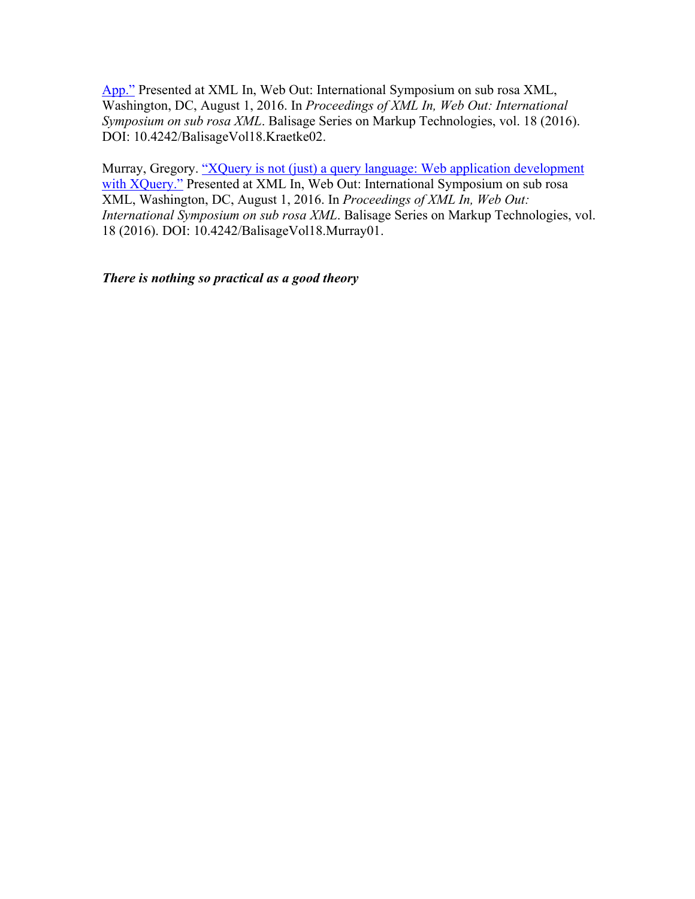App." Presented at XML In, Web Out: International Symposium on sub rosa XML, Washington, DC, August 1, 2016. In *Proceedings of XML In, Web Out: International Symposium on sub rosa XML*. Balisage Series on Markup Technologies, vol. 18 (2016). DOI: 10.4242/BalisageVol18.Kraetke02.

Murray, Gregory. "XQuery is not (just) a query language: Web application development with XQuery." Presented at XML In, Web Out: International Symposium on sub rosa XML, Washington, DC, August 1, 2016. In *Proceedings of XML In, Web Out: International Symposium on sub rosa XML*. Balisage Series on Markup Technologies, vol. 18 (2016). DOI: 10.4242/BalisageVol18.Murray01.

***There is nothing so practical as a good theory***